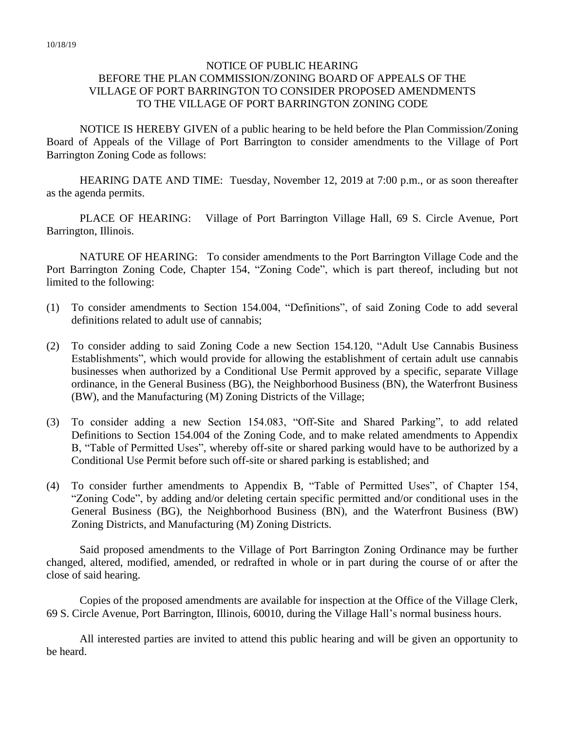10/18/19

# NOTICE OF PUBLIC HEARING
# BEFORE THE PLAN COMMISSION/ZONING BOARD OF APPEALS OF THE VILLAGE OF PORT BARRINGTON TO CONSIDER PROPOSED AMENDMENTS TO THE VILLAGE OF PORT BARRINGTON ZONING CODE

NOTICE IS HEREBY GIVEN of a public hearing to be held before the Plan Commission/Zoning Board of Appeals of the Village of Port Barrington to consider amendments to the Village of Port Barrington Zoning Code as follows:

HEARING DATE AND TIME: Tuesday, November 12, 2019 at 7:00 p.m., or as soon thereafter as the agenda permits.

PLACE OF HEARING: Village of Port Barrington Village Hall, 69 S. Circle Avenue, Port Barrington, Illinois.

NATURE OF HEARING: To consider amendments to the Port Barrington Village Code and the Port Barrington Zoning Code, Chapter 154, "Zoning Code", which is part thereof, including but not limited to the following:

(1) To consider amendments to Section 154.004, "Definitions", of said Zoning Code to add several definitions related to adult use of cannabis;

(2) To consider adding to said Zoning Code a new Section 154.120, "Adult Use Cannabis Business Establishments", which would provide for allowing the establishment of certain adult use cannabis businesses when authorized by a Conditional Use Permit approved by a specific, separate Village ordinance, in the General Business (BG), the Neighborhood Business (BN), the Waterfront Business (BW), and the Manufacturing (M) Zoning Districts of the Village;

(3) To consider adding a new Section 154.083, "Off-Site and Shared Parking", to add related Definitions to Section 154.004 of the Zoning Code, and to make related amendments to Appendix B, "Table of Permitted Uses", whereby off-site or shared parking would have to be authorized by a Conditional Use Permit before such off-site or shared parking is established; and

(4) To consider further amendments to Appendix B, "Table of Permitted Uses", of Chapter 154, "Zoning Code", by adding and/or deleting certain specific permitted and/or conditional uses in the General Business (BG), the Neighborhood Business (BN), and the Waterfront Business (BW) Zoning Districts, and Manufacturing (M) Zoning Districts.

Said proposed amendments to the Village of Port Barrington Zoning Ordinance may be further changed, altered, modified, amended, or redrafted in whole or in part during the course of or after the close of said hearing.

Copies of the proposed amendments are available for inspection at the Office of the Village Clerk, 69 S. Circle Avenue, Port Barrington, Illinois, 60010, during the Village Hall's normal business hours.

All interested parties are invited to attend this public hearing and will be given an opportunity to be heard.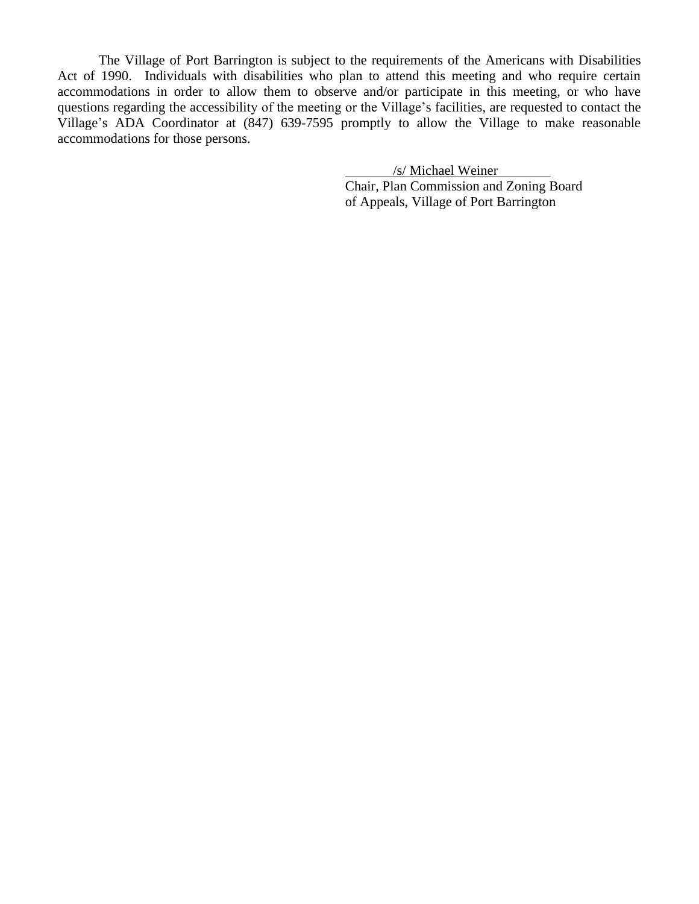The Village of Port Barrington is subject to the requirements of the Americans with Disabilities Act of 1990. Individuals with disabilities who plan to attend this meeting and who require certain accommodations in order to allow them to observe and/or participate in this meeting, or who have questions regarding the accessibility of the meeting or the Village's facilities, are requested to contact the Village's ADA Coordinator at (847) 639-7595 promptly to allow the Village to make reasonable accommodations for those persons.

/s/ Michael Weiner
Chair, Plan Commission and Zoning Board of Appeals, Village of Port Barrington